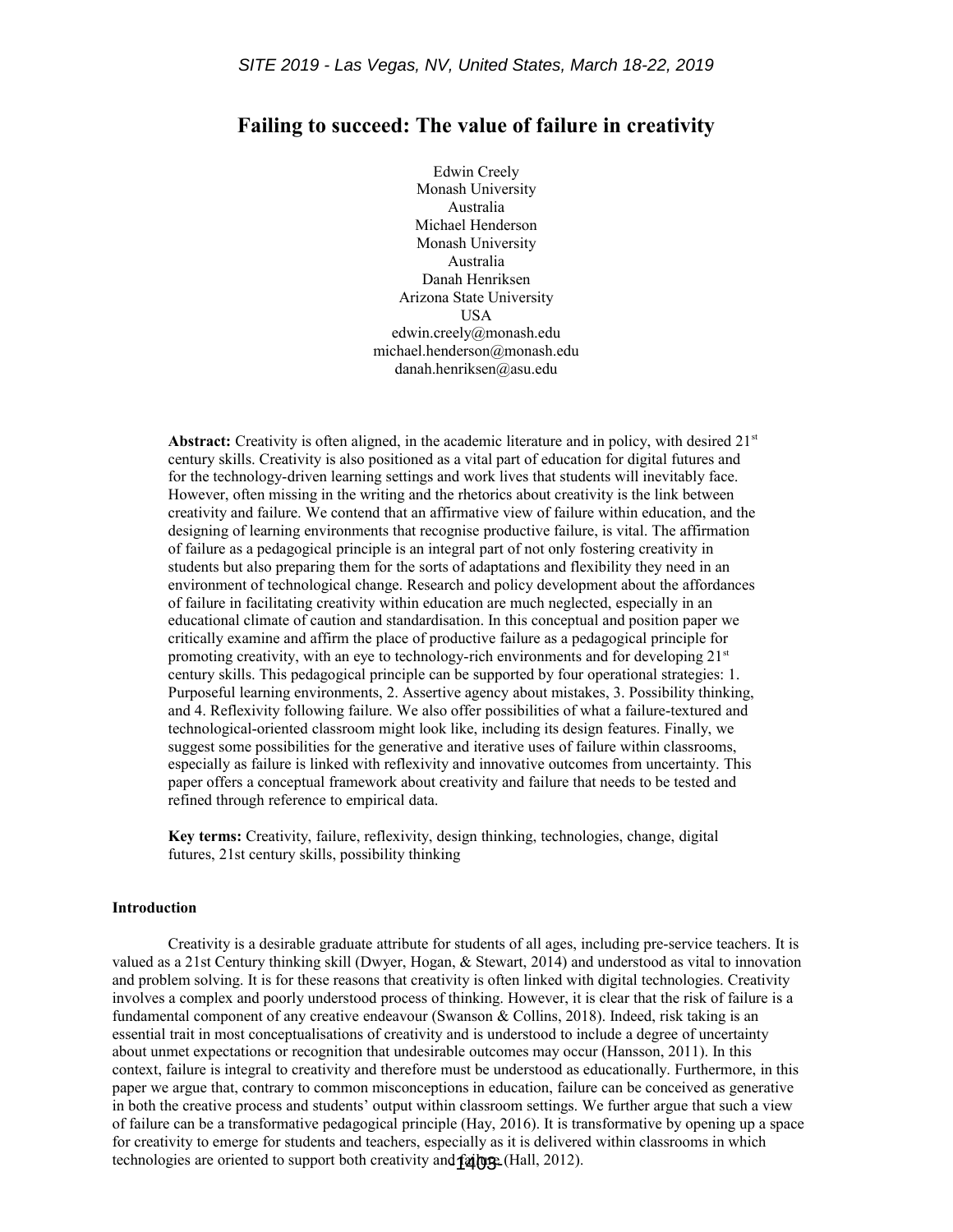# Failing to succeed: The value of failure in creativity

Edwin Creely
Monash University
Australia
Michael Henderson
Monash University
Australia
Danah Henriksen
Arizona State University
USA
edwin.creely@monash.edu
michael.henderson@monash.edu
danah.henriksen@asu.edu

**Abstract:** Creativity is often aligned, in the academic literature and in policy, with desired 21st century skills. Creativity is also positioned as a vital part of education for digital futures and for the technology-driven learning settings and work lives that students will inevitably face. However, often missing in the writing and the rhetorics about creativity is the link between creativity and failure. We contend that an affirmative view of failure within education, and the designing of learning environments that recognise productive failure, is vital. The affirmation of failure as a pedagogical principle is an integral part of not only fostering creativity in students but also preparing them for the sorts of adaptations and flexibility they need in an environment of technological change. Research and policy development about the affordances of failure in facilitating creativity within education are much neglected, especially in an educational climate of caution and standardisation. In this conceptual and position paper we critically examine and affirm the place of productive failure as a pedagogical principle for promoting creativity, with an eye to technology-rich environments and for developing 21st century skills. This pedagogical principle can be supported by four operational strategies: 1. Purposeful learning environments, 2. Assertive agency about mistakes, 3. Possibility thinking, and 4. Reflexivity following failure. We also offer possibilities of what a failure-textured and technological-oriented classroom might look like, including its design features. Finally, we suggest some possibilities for the generative and iterative uses of failure within classrooms, especially as failure is linked with reflexivity and innovative outcomes from uncertainty. This paper offers a conceptual framework about creativity and failure that needs to be tested and refined through reference to empirical data.

**Key terms:** Creativity, failure, reflexivity, design thinking, technologies, change, digital futures, 21st century skills, possibility thinking

## Introduction

Creativity is a desirable graduate attribute for students of all ages, including pre-service teachers. It is valued as a 21st Century thinking skill (Dwyer, Hogan, & Stewart, 2014) and understood as vital to innovation and problem solving. It is for these reasons that creativity is often linked with digital technologies. Creativity involves a complex and poorly understood process of thinking. However, it is clear that the risk of failure is a fundamental component of any creative endeavour (Swanson & Collins, 2018). Indeed, risk taking is an essential trait in most conceptualisations of creativity and is understood to include a degree of uncertainty about unmet expectations or recognition that undesirable outcomes may occur (Hansson, 2011). In this context, failure is integral to creativity and therefore must be understood as educationally. Furthermore, in this paper we argue that, contrary to common misconceptions in education, failure can be conceived as generative in both the creative process and students' output within classroom settings. We further argue that such a view of failure can be a transformative pedagogical principle (Hay, 2016). It is transformative by opening up a space for creativity to emerge for students and teachers, especially as it is delivered within classrooms in which technologies are oriented to support both creativity and failure (Hall, 2012).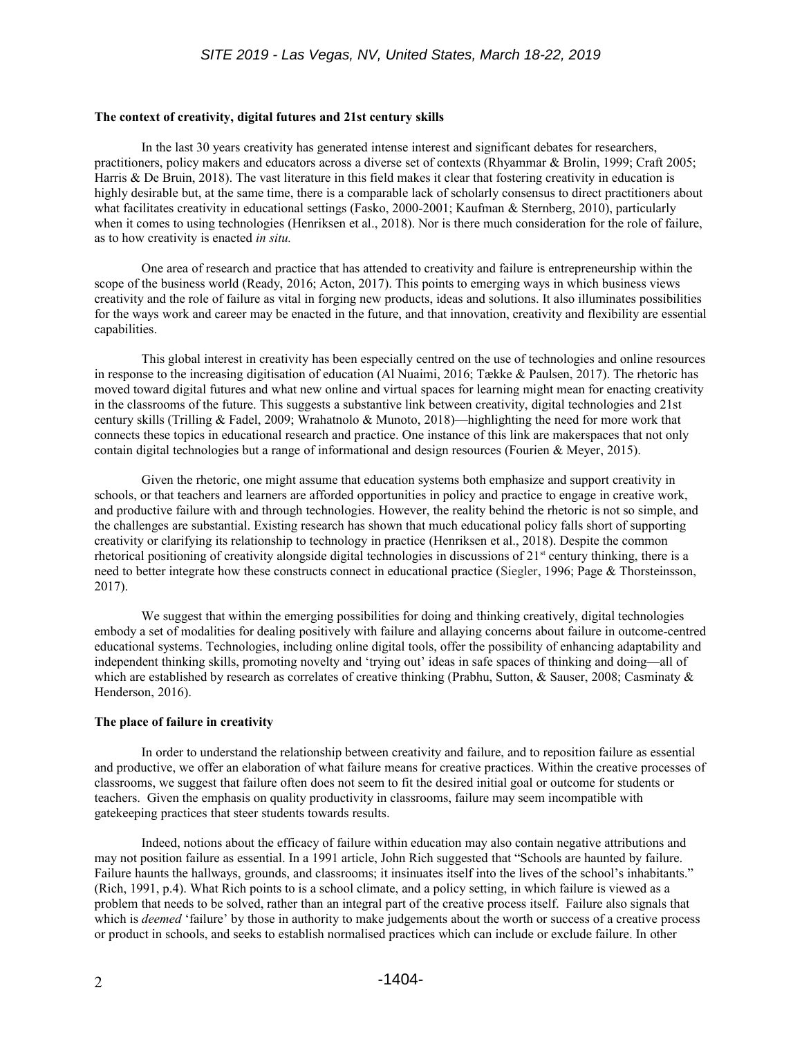### The context of creativity, digital futures and 21st century skills

In the last 30 years creativity has generated intense interest and significant debates for researchers, practitioners, policy makers and educators across a diverse set of contexts (Rhyammar & Brolin, 1999; Craft 2005; Harris & De Bruin, 2018). The vast literature in this field makes it clear that fostering creativity in education is highly desirable but, at the same time, there is a comparable lack of scholarly consensus to direct practitioners about what facilitates creativity in educational settings (Fasko, 2000-2001; Kaufman & Sternberg, 2010), particularly when it comes to using technologies (Henriksen et al., 2018). Nor is there much consideration for the role of failure, as to how creativity is enacted *in situ.*

One area of research and practice that has attended to creativity and failure is entrepreneurship within the scope of the business world (Ready, 2016; Acton, 2017). This points to emerging ways in which business views creativity and the role of failure as vital in forging new products, ideas and solutions. It also illuminates possibilities for the ways work and career may be enacted in the future, and that innovation, creativity and flexibility are essential capabilities.

This global interest in creativity has been especially centred on the use of technologies and online resources in response to the increasing digitisation of education (Al Nuaimi, 2016; Tække & Paulsen, 2017). The rhetoric has moved toward digital futures and what new online and virtual spaces for learning might mean for enacting creativity in the classrooms of the future. This suggests a substantive link between creativity, digital technologies and 21st century skills (Trilling & Fadel, 2009; Wrahatnolo & Munoto, 2018)—highlighting the need for more work that connects these topics in educational research and practice. One instance of this link are makerspaces that not only contain digital technologies but a range of informational and design resources (Fourien & Meyer, 2015).

Given the rhetoric, one might assume that education systems both emphasize and support creativity in schools, or that teachers and learners are afforded opportunities in policy and practice to engage in creative work, and productive failure with and through technologies. However, the reality behind the rhetoric is not so simple, and the challenges are substantial. Existing research has shown that much educational policy falls short of supporting creativity or clarifying its relationship to technology in practice (Henriksen et al., 2018). Despite the common rhetorical positioning of creativity alongside digital technologies in discussions of 21st century thinking, there is a need to better integrate how these constructs connect in educational practice (Siegler, 1996; Page & Thorsteinsson, 2017).

We suggest that within the emerging possibilities for doing and thinking creatively, digital technologies embody a set of modalities for dealing positively with failure and allaying concerns about failure in outcome-centred educational systems. Technologies, including online digital tools, offer the possibility of enhancing adaptability and independent thinking skills, promoting novelty and 'trying out' ideas in safe spaces of thinking and doing—all of which are established by research as correlates of creative thinking (Prabhu, Sutton, & Sauser, 2008; Casminaty & Henderson, 2016).

### The place of failure in creativity

In order to understand the relationship between creativity and failure, and to reposition failure as essential and productive, we offer an elaboration of what failure means for creative practices. Within the creative processes of classrooms, we suggest that failure often does not seem to fit the desired initial goal or outcome for students or teachers. Given the emphasis on quality productivity in classrooms, failure may seem incompatible with gatekeeping practices that steer students towards results.

Indeed, notions about the efficacy of failure within education may also contain negative attributions and may not position failure as essential. In a 1991 article, John Rich suggested that "Schools are haunted by failure. Failure haunts the hallways, grounds, and classrooms; it insinuates itself into the lives of the school's inhabitants." (Rich, 1991, p.4). What Rich points to is a school climate, and a policy setting, in which failure is viewed as a problem that needs to be solved, rather than an integral part of the creative process itself. Failure also signals that which is *deemed* 'failure' by those in authority to make judgements about the worth or success of a creative process or product in schools, and seeks to establish normalised practices which can include or exclude failure. In other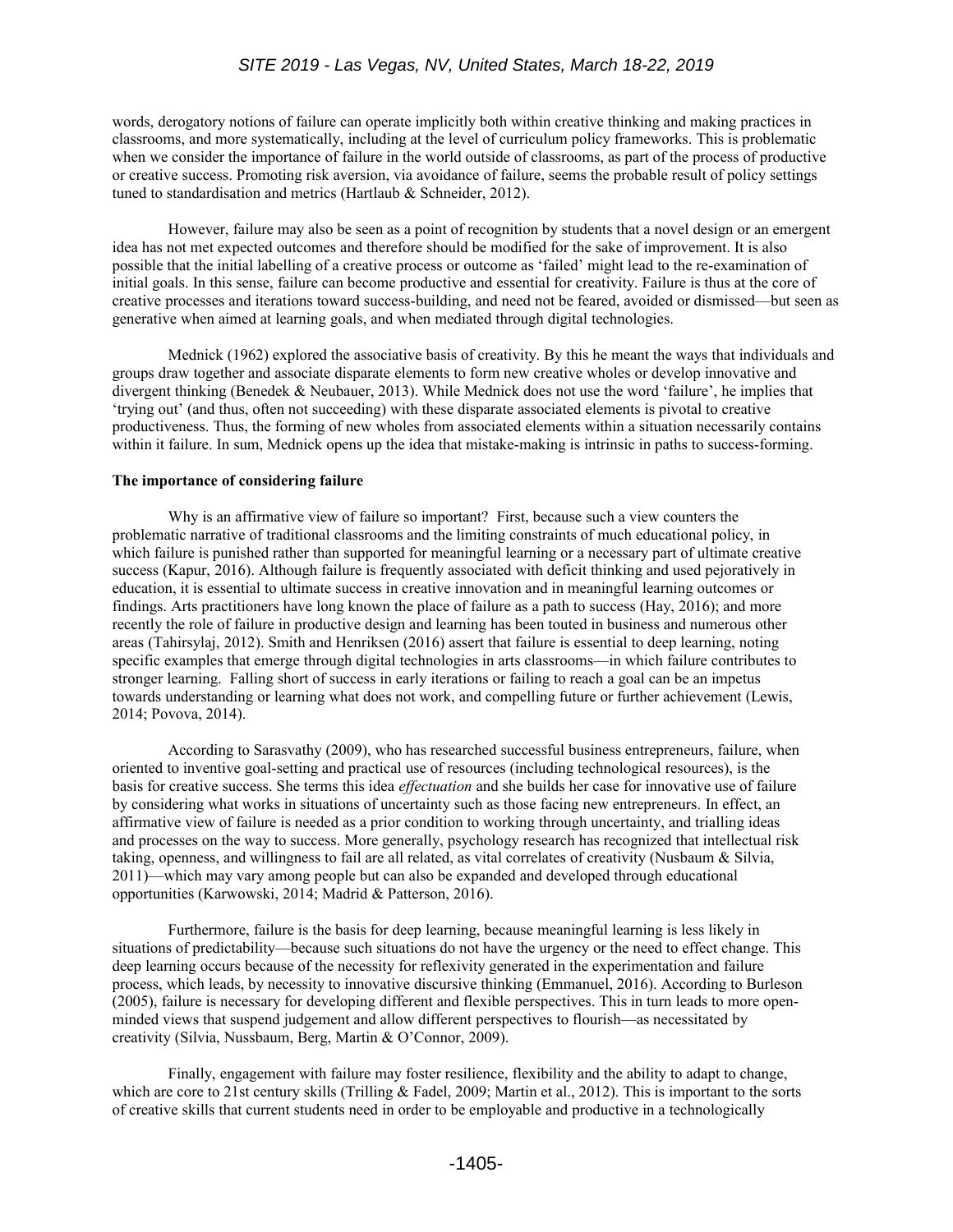words, derogatory notions of failure can operate implicitly both within creative thinking and making practices in classrooms, and more systematically, including at the level of curriculum policy frameworks. This is problematic when we consider the importance of failure in the world outside of classrooms, as part of the process of productive or creative success. Promoting risk aversion, via avoidance of failure, seems the probable result of policy settings tuned to standardisation and metrics (Hartlaub & Schneider, 2012).

However, failure may also be seen as a point of recognition by students that a novel design or an emergent idea has not met expected outcomes and therefore should be modified for the sake of improvement. It is also possible that the initial labelling of a creative process or outcome as 'failed' might lead to the re-examination of initial goals. In this sense, failure can become productive and essential for creativity. Failure is thus at the core of creative processes and iterations toward success-building, and need not be feared, avoided or dismissed—but seen as generative when aimed at learning goals, and when mediated through digital technologies.

Mednick (1962) explored the associative basis of creativity. By this he meant the ways that individuals and groups draw together and associate disparate elements to form new creative wholes or develop innovative and divergent thinking (Benedek & Neubauer, 2013). While Mednick does not use the word 'failure', he implies that 'trying out' (and thus, often not succeeding) with these disparate associated elements is pivotal to creative productiveness. Thus, the forming of new wholes from associated elements within a situation necessarily contains within it failure. In sum, Mednick opens up the idea that mistake-making is intrinsic in paths to success-forming.

**The importance of considering failure**

Why is an affirmative view of failure so important? First, because such a view counters the problematic narrative of traditional classrooms and the limiting constraints of much educational policy, in which failure is punished rather than supported for meaningful learning or a necessary part of ultimate creative success (Kapur, 2016). Although failure is frequently associated with deficit thinking and used pejoratively in education, it is essential to ultimate success in creative innovation and in meaningful learning outcomes or findings. Arts practitioners have long known the place of failure as a path to success (Hay, 2016); and more recently the role of failure in productive design and learning has been touted in business and numerous other areas (Tahirsylaj, 2012). Smith and Henriksen (2016) assert that failure is essential to deep learning, noting specific examples that emerge through digital technologies in arts classrooms—in which failure contributes to stronger learning. Falling short of success in early iterations or failing to reach a goal can be an impetus towards understanding or learning what does not work, and compelling future or further achievement (Lewis, 2014; Povova, 2014).

According to Sarasvathy (2009), who has researched successful business entrepreneurs, failure, when oriented to inventive goal-setting and practical use of resources (including technological resources), is the basis for creative success. She terms this idea *effectuation* and she builds her case for innovative use of failure by considering what works in situations of uncertainty such as those facing new entrepreneurs. In effect, an affirmative view of failure is needed as a prior condition to working through uncertainty, and trialling ideas and processes on the way to success. More generally, psychology research has recognized that intellectual risk taking, openness, and willingness to fail are all related, as vital correlates of creativity (Nusbaum & Silvia, 2011)—which may vary among people but can also be expanded and developed through educational opportunities (Karwowski, 2014; Madrid & Patterson, 2016).

Furthermore, failure is the basis for deep learning, because meaningful learning is less likely in situations of predictability—because such situations do not have the urgency or the need to effect change. This deep learning occurs because of the necessity for reflexivity generated in the experimentation and failure process, which leads, by necessity to innovative discursive thinking (Emmanuel, 2016). According to Burleson (2005), failure is necessary for developing different and flexible perspectives. This in turn leads to more open-minded views that suspend judgement and allow different perspectives to flourish—as necessitated by creativity (Silvia, Nussbaum, Berg, Martin & O'Connor, 2009).

Finally, engagement with failure may foster resilience, flexibility and the ability to adapt to change, which are core to 21st century skills (Trilling & Fadel, 2009; Martin et al., 2012). This is important to the sorts of creative skills that current students need in order to be employable and productive in a technologically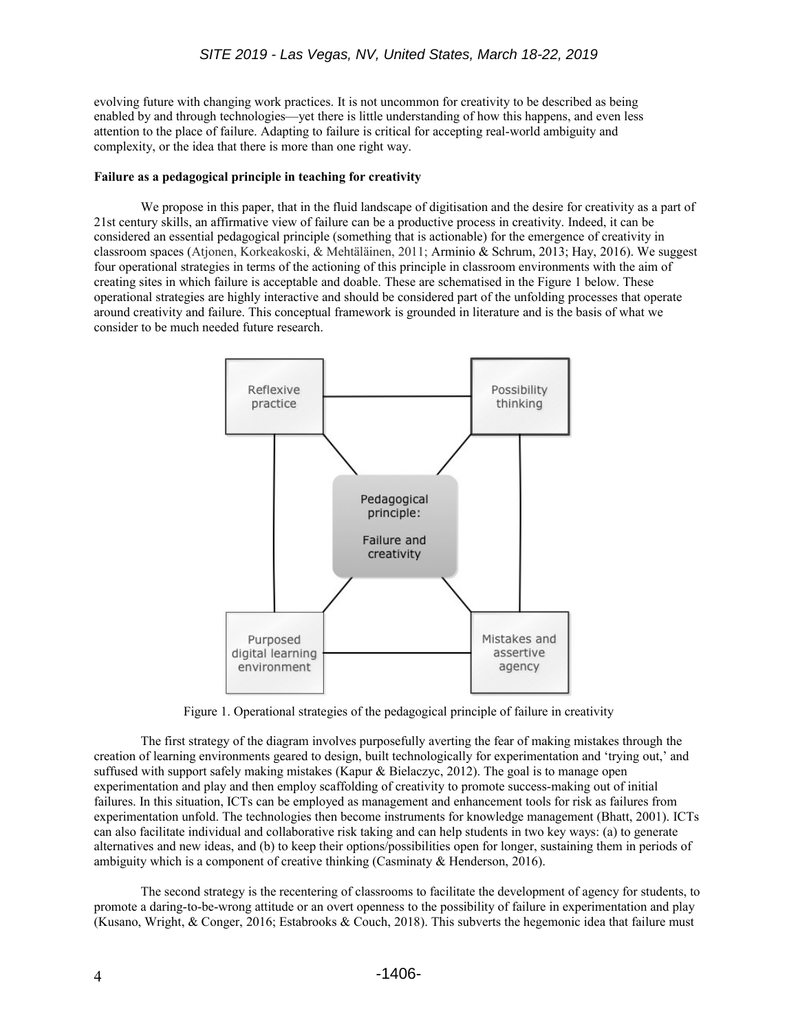evolving future with changing work practices. It is not uncommon for creativity to be described as being enabled by and through technologies—yet there is little understanding of how this happens, and even less attention to the place of failure. Adapting to failure is critical for accepting real-world ambiguity and complexity, or the idea that there is more than one right way.

**Failure as a pedagogical principle in teaching for creativity**

We propose in this paper, that in the fluid landscape of digitisation and the desire for creativity as a part of 21st century skills, an affirmative view of failure can be a productive process in creativity. Indeed, it can be considered an essential pedagogical principle (something that is actionable) for the emergence of creativity in classroom spaces (Atjonen, Korkeakoski, & Mehtäläinen, 2011; Arminio & Schrum, 2013; Hay, 2016). We suggest four operational strategies in terms of the actioning of this principle in classroom environments with the aim of creating sites in which failure is acceptable and doable. These are schematised in the Figure 1 below. These operational strategies are highly interactive and should be considered part of the unfolding processes that operate around creativity and failure. This conceptual framework is grounded in literature and is the basis of what we consider to be much needed future research.

Reflexive practice | Possibility thinking | Pedagogical principle: Failure and creativity | Purposed digital learning environment | Mistakes and assertive agency

Figure 1. Operational strategies of the pedagogical principle of failure in creativity

The first strategy of the diagram involves purposefully averting the fear of making mistakes through the creation of learning environments geared to design, built technologically for experimentation and 'trying out,' and suffused with support safely making mistakes (Kapur & Bielaczyc, 2012). The goal is to manage open experimentation and play and then employ scaffolding of creativity to promote success-making out of initial failures. In this situation, ICTs can be employed as management and enhancement tools for risk as failures from experimentation unfold. The technologies then become instruments for knowledge management (Bhatt, 2001). ICTs can also facilitate individual and collaborative risk taking and can help students in two key ways: (a) to generate alternatives and new ideas, and (b) to keep their options/possibilities open for longer, sustaining them in periods of ambiguity which is a component of creative thinking (Casminaty & Henderson, 2016).

The second strategy is the recentering of classrooms to facilitate the development of agency for students, to promote a daring-to-be-wrong attitude or an overt openness to the possibility of failure in experimentation and play (Kusano, Wright, & Conger, 2016; Estabrooks & Couch, 2018). This subverts the hegemonic idea that failure must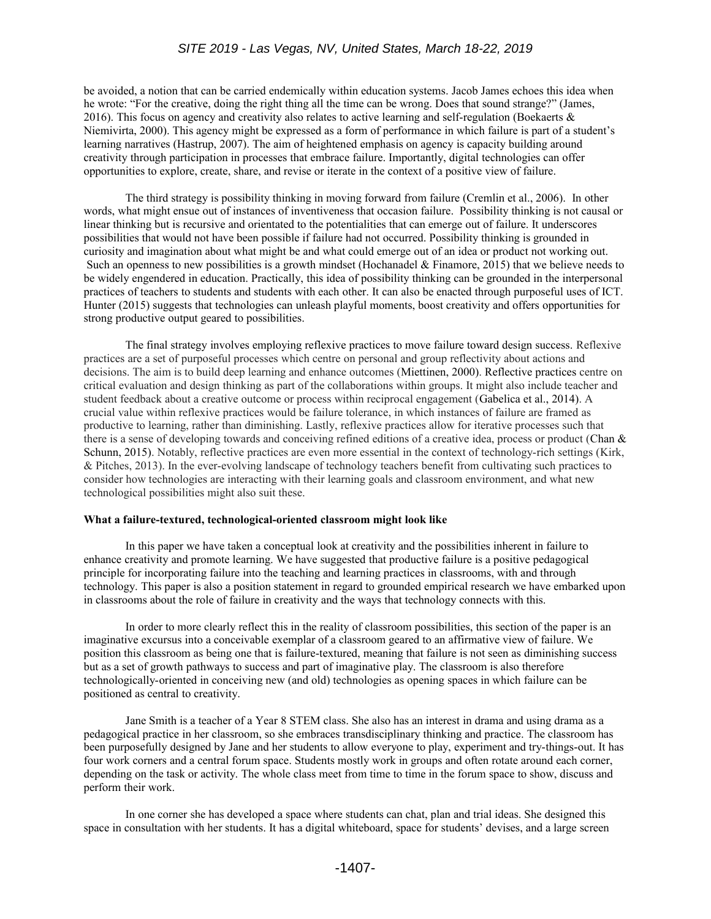be avoided, a notion that can be carried endemically within education systems. Jacob James echoes this idea when he wrote: "For the creative, doing the right thing all the time can be wrong. Does that sound strange?" (James, 2016). This focus on agency and creativity also relates to active learning and self-regulation (Boekaerts & Niemivirta, 2000). This agency might be expressed as a form of performance in which failure is part of a student's learning narratives (Hastrup, 2007). The aim of heightened emphasis on agency is capacity building around creativity through participation in processes that embrace failure. Importantly, digital technologies can offer opportunities to explore, create, share, and revise or iterate in the context of a positive view of failure.

The third strategy is possibility thinking in moving forward from failure (Cremlin et al., 2006). In other words, what might ensue out of instances of inventiveness that occasion failure. Possibility thinking is not causal or linear thinking but is recursive and orientated to the potentialities that can emerge out of failure. It underscores possibilities that would not have been possible if failure had not occurred. Possibility thinking is grounded in curiosity and imagination about what might be and what could emerge out of an idea or product not working out. Such an openness to new possibilities is a growth mindset (Hochanadel & Finamore, 2015) that we believe needs to be widely engendered in education. Practically, this idea of possibility thinking can be grounded in the interpersonal practices of teachers to students and students with each other. It can also be enacted through purposeful uses of ICT. Hunter (2015) suggests that technologies can unleash playful moments, boost creativity and offers opportunities for strong productive output geared to possibilities.

The final strategy involves employing reflexive practices to move failure toward design success. Reflexive practices are a set of purposeful processes which centre on personal and group reflectivity about actions and decisions. The aim is to build deep learning and enhance outcomes (Miettinen, 2000). Reflective practices centre on critical evaluation and design thinking as part of the collaborations within groups. It might also include teacher and student feedback about a creative outcome or process within reciprocal engagement (Gabelica et al., 2014). A crucial value within reflexive practices would be failure tolerance, in which instances of failure are framed as productive to learning, rather than diminishing. Lastly, reflexive practices allow for iterative processes such that there is a sense of developing towards and conceiving refined editions of a creative idea, process or product (Chan & Schunn, 2015). Notably, reflective practices are even more essential in the context of technology-rich settings (Kirk, & Pitches, 2013). In the ever-evolving landscape of technology teachers benefit from cultivating such practices to consider how technologies are interacting with their learning goals and classroom environment, and what new technological possibilities might also suit these.

**What a failure-textured, technological-oriented classroom might look like**

In this paper we have taken a conceptual look at creativity and the possibilities inherent in failure to enhance creativity and promote learning. We have suggested that productive failure is a positive pedagogical principle for incorporating failure into the teaching and learning practices in classrooms, with and through technology. This paper is also a position statement in regard to grounded empirical research we have embarked upon in classrooms about the role of failure in creativity and the ways that technology connects with this.

In order to more clearly reflect this in the reality of classroom possibilities, this section of the paper is an imaginative excursus into a conceivable exemplar of a classroom geared to an affirmative view of failure. We position this classroom as being one that is failure-textured, meaning that failure is not seen as diminishing success but as a set of growth pathways to success and part of imaginative play. The classroom is also therefore technologically-oriented in conceiving new (and old) technologies as opening spaces in which failure can be positioned as central to creativity.

Jane Smith is a teacher of a Year 8 STEM class. She also has an interest in drama and using drama as a pedagogical practice in her classroom, so she embraces transdisciplinary thinking and practice. The classroom has been purposefully designed by Jane and her students to allow everyone to play, experiment and try-things-out. It has four work corners and a central forum space. Students mostly work in groups and often rotate around each corner, depending on the task or activity. The whole class meet from time to time in the forum space to show, discuss and perform their work.

In one corner she has developed a space where students can chat, plan and trial ideas. She designed this space in consultation with her students. It has a digital whiteboard, space for students' devises, and a large screen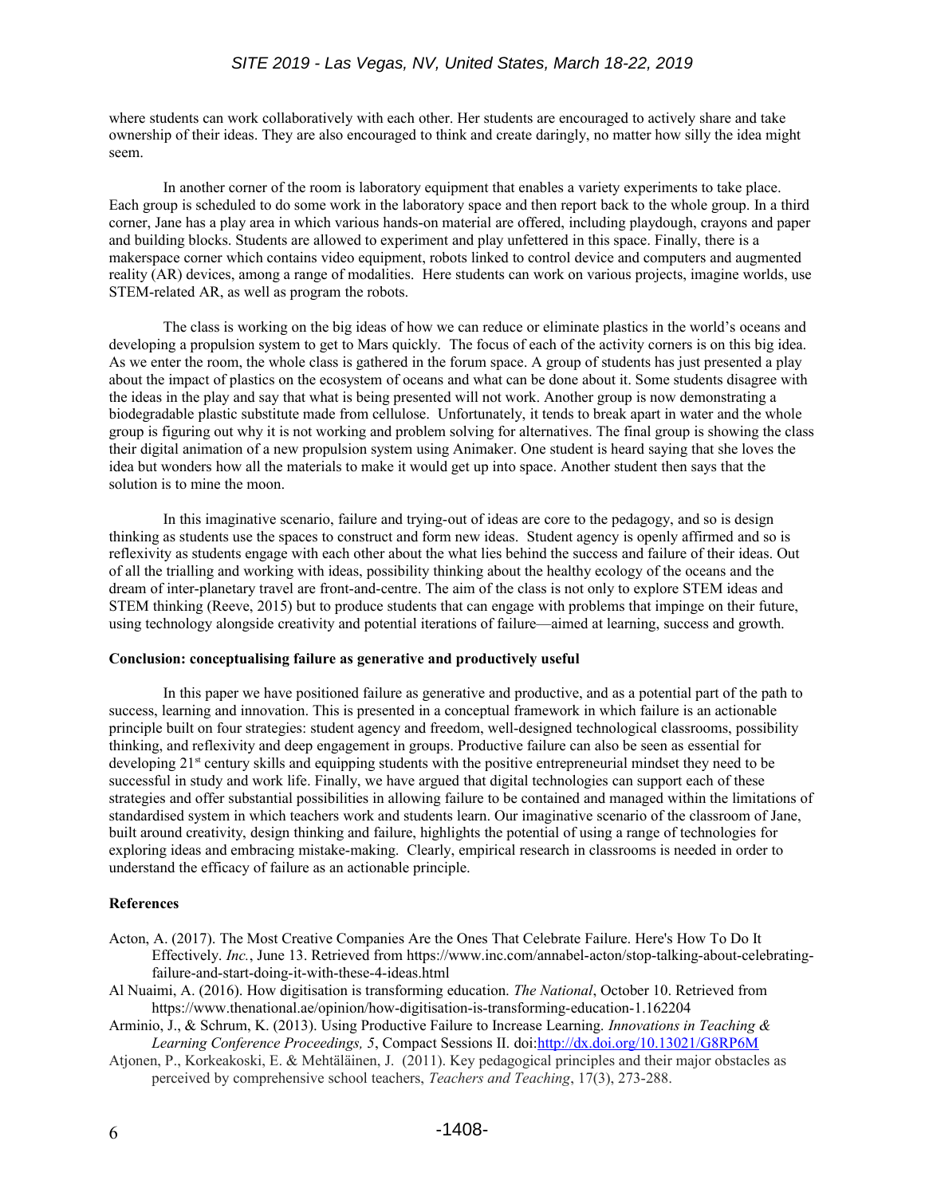where students can work collaboratively with each other. Her students are encouraged to actively share and take ownership of their ideas. They are also encouraged to think and create daringly, no matter how silly the idea might seem.

In another corner of the room is laboratory equipment that enables a variety experiments to take place. Each group is scheduled to do some work in the laboratory space and then report back to the whole group. In a third corner, Jane has a play area in which various hands-on material are offered, including playdough, crayons and paper and building blocks. Students are allowed to experiment and play unfettered in this space. Finally, there is a makerspace corner which contains video equipment, robots linked to control device and computers and augmented reality (AR) devices, among a range of modalities. Here students can work on various projects, imagine worlds, use STEM-related AR, as well as program the robots.

The class is working on the big ideas of how we can reduce or eliminate plastics in the world's oceans and developing a propulsion system to get to Mars quickly. The focus of each of the activity corners is on this big idea. As we enter the room, the whole class is gathered in the forum space. A group of students has just presented a play about the impact of plastics on the ecosystem of oceans and what can be done about it. Some students disagree with the ideas in the play and say that what is being presented will not work. Another group is now demonstrating a biodegradable plastic substitute made from cellulose. Unfortunately, it tends to break apart in water and the whole group is figuring out why it is not working and problem solving for alternatives. The final group is showing the class their digital animation of a new propulsion system using Animaker. One student is heard saying that she loves the idea but wonders how all the materials to make it would get up into space. Another student then says that the solution is to mine the moon.

In this imaginative scenario, failure and trying-out of ideas are core to the pedagogy, and so is design thinking as students use the spaces to construct and form new ideas. Student agency is openly affirmed and so is reflexivity as students engage with each other about the what lies behind the success and failure of their ideas. Out of all the trialling and working with ideas, possibility thinking about the healthy ecology of the oceans and the dream of inter-planetary travel are front-and-centre. The aim of the class is not only to explore STEM ideas and STEM thinking (Reeve, 2015) but to produce students that can engage with problems that impinge on their future, using technology alongside creativity and potential iterations of failure—aimed at learning, success and growth.

**Conclusion: conceptualising failure as generative and productively useful**

In this paper we have positioned failure as generative and productive, and as a potential part of the path to success, learning and innovation. This is presented in a conceptual framework in which failure is an actionable principle built on four strategies: student agency and freedom, well-designed technological classrooms, possibility thinking, and reflexivity and deep engagement in groups. Productive failure can also be seen as essential for developing 21st century skills and equipping students with the positive entrepreneurial mindset they need to be successful in study and work life. Finally, we have argued that digital technologies can support each of these strategies and offer substantial possibilities in allowing failure to be contained and managed within the limitations of standardised system in which teachers work and students learn. Our imaginative scenario of the classroom of Jane, built around creativity, design thinking and failure, highlights the potential of using a range of technologies for exploring ideas and embracing mistake-making. Clearly, empirical research in classrooms is needed in order to understand the efficacy of failure as an actionable principle.

**References**

Acton, A. (2017). The Most Creative Companies Are the Ones That Celebrate Failure. Here's How To Do It Effectively. *Inc.*, June 13. Retrieved from https://www.inc.com/annabel-acton/stop-talking-about-celebrating-failure-and-start-doing-it-with-these-4-ideas.html

Al Nuaimi, A. (2016). How digitisation is transforming education. *The National*, October 10. Retrieved from https://www.thenational.ae/opinion/how-digitisation-is-transforming-education-1.162204

Arminio, J., & Schrum, K. (2013). Using Productive Failure to Increase Learning. *Innovations in Teaching & Learning Conference Proceedings, 5*, Compact Sessions II. doi:http://dx.doi.org/10.13021/G8RP6M

Atjonen, P., Korkeakoski, E. & Mehtäläinen, J. (2011). Key pedagogical principles and their major obstacles as perceived by comprehensive school teachers, *Teachers and Teaching*, 17(3), 273-288.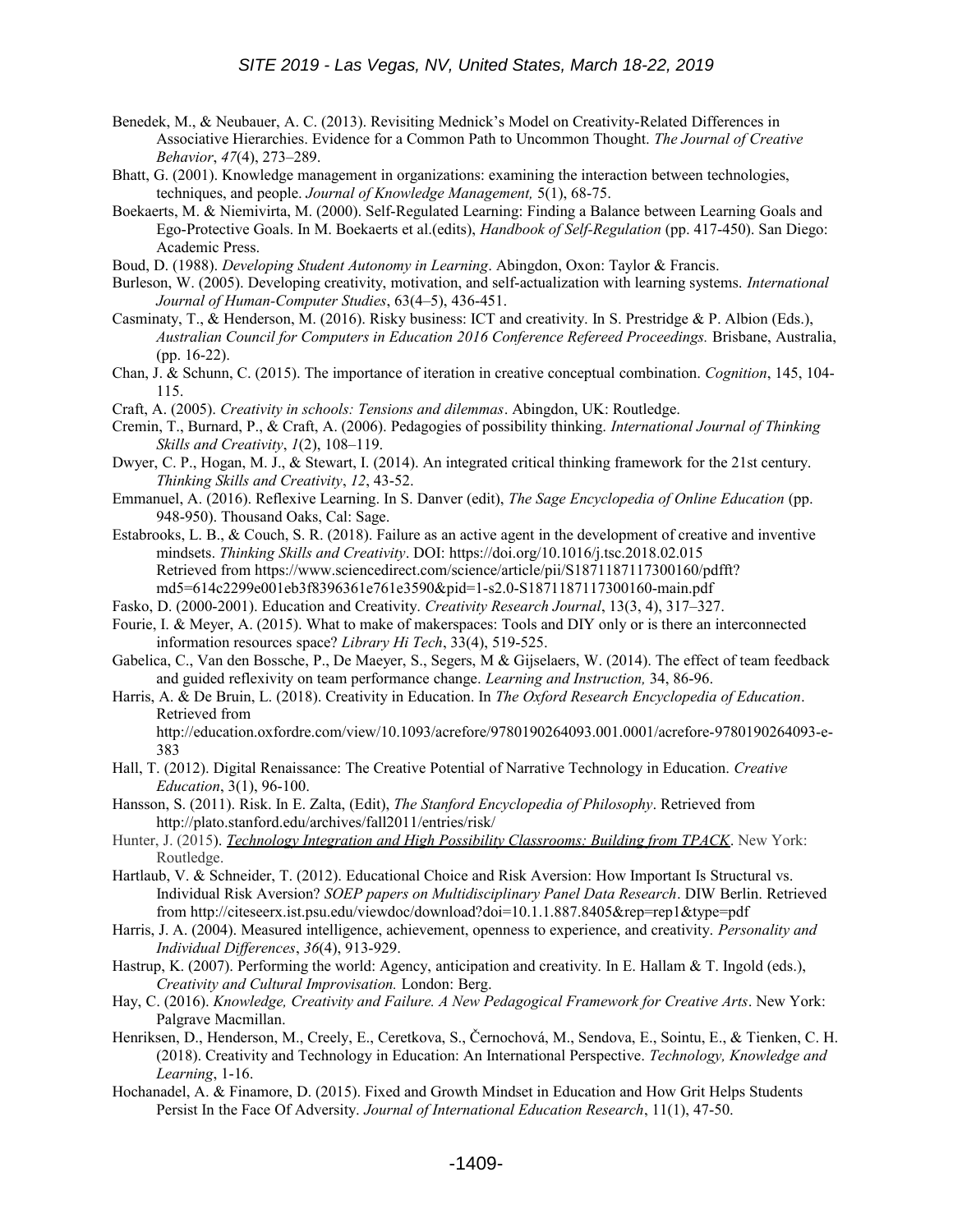Benedek, M., & Neubauer, A. C. (2013). Revisiting Mednick's Model on Creativity-Related Differences in Associative Hierarchies. Evidence for a Common Path to Uncommon Thought. *The Journal of Creative Behavior*, *47*(4), 273–289.

Bhatt, G. (2001). Knowledge management in organizations: examining the interaction between technologies, techniques, and people. *Journal of Knowledge Management,* 5(1), 68-75.

Boekaerts, M. & Niemivirta, M. (2000). Self-Regulated Learning: Finding a Balance between Learning Goals and Ego-Protective Goals. In M. Boekaerts et al.(edits), *Handbook of Self-Regulation* (pp. 417-450). San Diego: Academic Press.

Boud, D. (1988). *Developing Student Autonomy in Learning*. Abingdon, Oxon: Taylor & Francis.

Burleson, W. (2005). Developing creativity, motivation, and self-actualization with learning systems. *International Journal of Human-Computer Studies*, 63(4–5), 436-451.

Casminaty, T., & Henderson, M. (2016). Risky business: ICT and creativity. In S. Prestridge & P. Albion (Eds.), *Australian Council for Computers in Education 2016 Conference Refereed Proceedings.* Brisbane, Australia, (pp. 16-22).

Chan, J. & Schunn, C. (2015). The importance of iteration in creative conceptual combination. *Cognition*, 145, 104-115.

Craft, A. (2005). *Creativity in schools: Tensions and dilemmas*. Abingdon, UK: Routledge.

Cremin, T., Burnard, P., & Craft, A. (2006). Pedagogies of possibility thinking. *International Journal of Thinking Skills and Creativity*, *1*(2), 108–119.

Dwyer, C. P., Hogan, M. J., & Stewart, I. (2014). An integrated critical thinking framework for the 21st century. *Thinking Skills and Creativity*, *12*, 43-52.

Emmanuel, A. (2016). Reflexive Learning. In S. Danver (edit), *The Sage Encyclopedia of Online Education* (pp. 948-950). Thousand Oaks, Cal: Sage.

Estabrooks, L. B., & Couch, S. R. (2018). Failure as an active agent in the development of creative and inventive mindsets. *Thinking Skills and Creativity*. DOI: https://doi.org/10.1016/j.tsc.2018.02.015 Retrieved from https://www.sciencedirect.com/science/article/pii/S1871187117300160/pdfft?md5=614c2299e001eb3f8396361e761e3590&pid=1-s2.0-S1871187117300160-main.pdf

Fasko, D. (2000-2001). Education and Creativity. *Creativity Research Journal*, 13(3, 4), 317–327.

Fourie, I. & Meyer, A. (2015). What to make of makerspaces: Tools and DIY only or is there an interconnected information resources space? *Library Hi Tech*, 33(4), 519-525.

Gabelica, C., Van den Bossche, P., De Maeyer, S., Segers, M & Gijselaers, W. (2014). The effect of team feedback and guided reflexivity on team performance change. *Learning and Instruction,* 34, 86-96.

Harris, A. & De Bruin, L. (2018). Creativity in Education. In *The Oxford Research Encyclopedia of Education*. Retrieved from http://education.oxfordre.com/view/10.1093/acrefore/9780190264093.001.0001/acrefore-9780190264093-e-383

Hall, T. (2012). Digital Renaissance: The Creative Potential of Narrative Technology in Education. *Creative Education*, 3(1), 96-100.

Hansson, S. (2011). Risk. In E. Zalta, (Edit), *The Stanford Encyclopedia of Philosophy*. Retrieved from http://plato.stanford.edu/archives/fall2011/entries/risk/

Hunter, J. (2015). *Technology Integration and High Possibility Classrooms: Building from TPACK*. New York: Routledge.

Hartlaub, V. & Schneider, T. (2012). Educational Choice and Risk Aversion: How Important Is Structural vs. Individual Risk Aversion? *SOEP papers on Multidisciplinary Panel Data Research*. DIW Berlin. Retrieved from http://citeseerx.ist.psu.edu/viewdoc/download?doi=10.1.1.887.8405&rep=rep1&type=pdf

Harris, J. A. (2004). Measured intelligence, achievement, openness to experience, and creativity. *Personality and Individual Differences*, *36*(4), 913-929.

Hastrup, K. (2007). Performing the world: Agency, anticipation and creativity. In E. Hallam & T. Ingold (eds.), *Creativity and Cultural Improvisation.* London: Berg.

Hay, C. (2016). *Knowledge, Creativity and Failure. A New Pedagogical Framework for Creative Arts*. New York: Palgrave Macmillan.

Henriksen, D., Henderson, M., Creely, E., Ceretkova, S., Černochová, M., Sendova, E., Sointu, E., & Tienken, C. H. (2018). Creativity and Technology in Education: An International Perspective. *Technology, Knowledge and Learning*, 1-16.

Hochanadel, A. & Finamore, D. (2015). Fixed and Growth Mindset in Education and How Grit Helps Students Persist In the Face Of Adversity. *Journal of International Education Research*, 11(1), 47-50.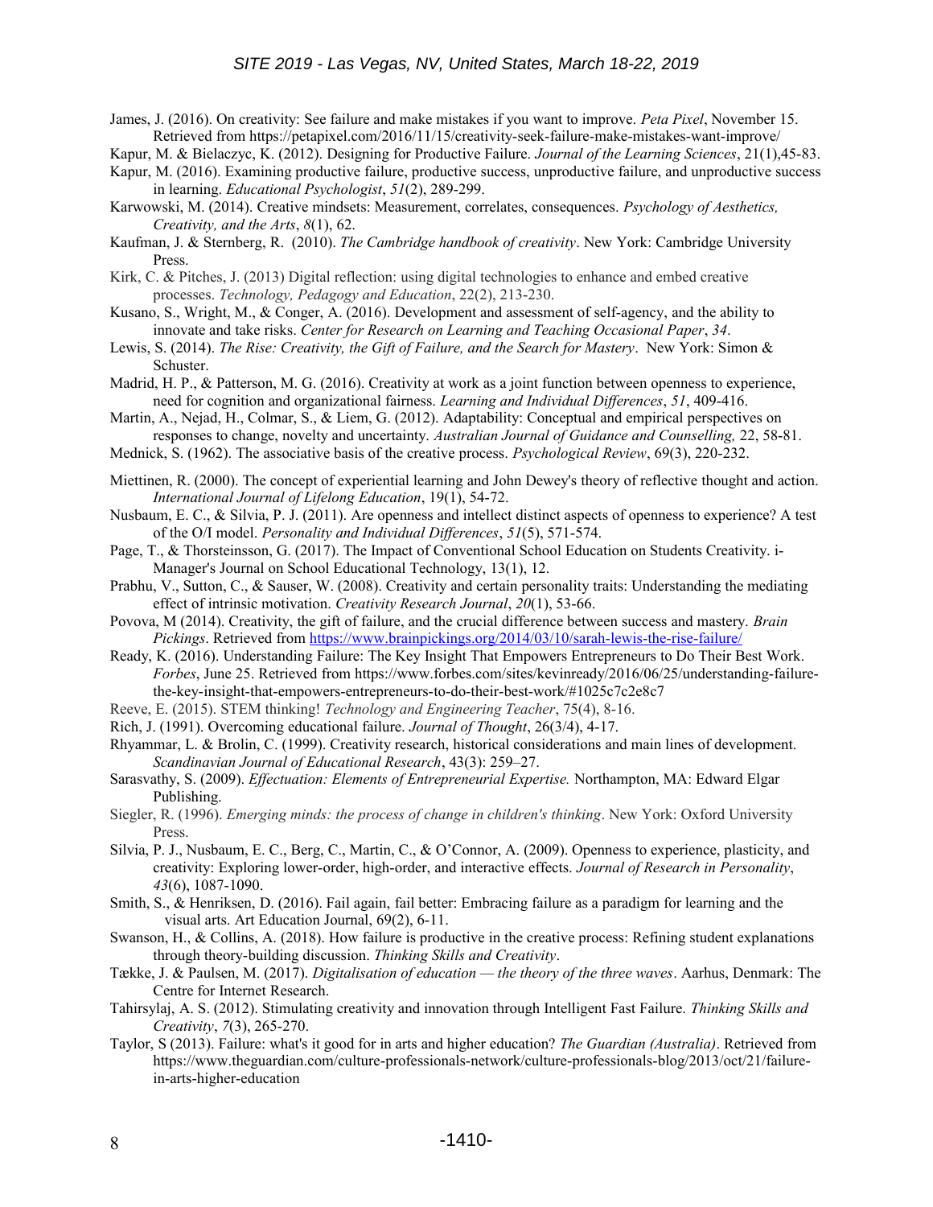James, J. (2016). On creativity: See failure and make mistakes if you want to improve. *Peta Pixel*, November 15. Retrieved from https://petapixel.com/2016/11/15/creativity-seek-failure-make-mistakes-want-improve/

Kapur, M. & Bielaczyc, K. (2012). Designing for Productive Failure. *Journal of the Learning Sciences*, 21(1),45-83.

Kapur, M. (2016). Examining productive failure, productive success, unproductive failure, and unproductive success in learning. *Educational Psychologist*, *51*(2), 289-299.

Karwowski, M. (2014). Creative mindsets: Measurement, correlates, consequences. *Psychology of Aesthetics, Creativity, and the Arts*, *8*(1), 62.

Kaufman, J. & Sternberg, R. (2010). *The Cambridge handbook of creativity*. New York: Cambridge University Press.

Kirk, C. & Pitches, J. (2013) Digital reflection: using digital technologies to enhance and embed creative processes. *Technology, Pedagogy and Education*, 22(2), 213-230.

Kusano, S., Wright, M., & Conger, A. (2016). Development and assessment of self-agency, and the ability to innovate and take risks. *Center for Research on Learning and Teaching Occasional Paper*, *34*.

Lewis, S. (2014). *The Rise: Creativity, the Gift of Failure, and the Search for Mastery*. New York: Simon & Schuster.

Madrid, H. P., & Patterson, M. G. (2016). Creativity at work as a joint function between openness to experience, need for cognition and organizational fairness. *Learning and Individual Differences*, *51*, 409-416.

Martin, A., Nejad, H., Colmar, S., & Liem, G. (2012). Adaptability: Conceptual and empirical perspectives on responses to change, novelty and uncertainty. *Australian Journal of Guidance and Counselling,* 22, 58-81.

Mednick, S. (1962). The associative basis of the creative process. *Psychological Review*, 69(3), 220-232.

Miettinen, R. (2000). The concept of experiential learning and John Dewey's theory of reflective thought and action. *International Journal of Lifelong Education*, 19(1), 54-72.

Nusbaum, E. C., & Silvia, P. J. (2011). Are openness and intellect distinct aspects of openness to experience? A test of the O/I model. *Personality and Individual Differences*, *51*(5), 571-574.

Page, T., & Thorsteinsson, G. (2017). The Impact of Conventional School Education on Students Creativity. i-Manager's Journal on School Educational Technology, 13(1), 12.

Prabhu, V., Sutton, C., & Sauser, W. (2008). Creativity and certain personality traits: Understanding the mediating effect of intrinsic motivation. *Creativity Research Journal*, *20*(1), 53-66.

Povova, M (2014). Creativity, the gift of failure, and the crucial difference between success and mastery. *Brain Pickings*. Retrieved from https://www.brainpickings.org/2014/03/10/sarah-lewis-the-rise-failure/

Ready, K. (2016). Understanding Failure: The Key Insight That Empowers Entrepreneurs to Do Their Best Work. *Forbes*, June 25. Retrieved from https://www.forbes.com/sites/kevinready/2016/06/25/understanding-failure-the-key-insight-that-empowers-entrepreneurs-to-do-their-best-work/#1025c7c2e8c7

Reeve, E. (2015). STEM thinking! *Technology and Engineering Teacher*, 75(4), 8-16.

Rich, J. (1991). Overcoming educational failure. *Journal of Thought*, 26(3/4), 4-17.

Rhyammar, L. & Brolin, C. (1999). Creativity research, historical considerations and main lines of development. *Scandinavian Journal of Educational Research*, 43(3): 259–27.

Sarasvathy, S. (2009). *Effectuation: Elements of Entrepreneurial Expertise.* Northampton, MA: Edward Elgar Publishing.

Siegler, R. (1996). *Emerging minds: the process of change in children's thinking*. New York: Oxford University Press.

Silvia, P. J., Nusbaum, E. C., Berg, C., Martin, C., & O'Connor, A. (2009). Openness to experience, plasticity, and creativity: Exploring lower-order, high-order, and interactive effects. *Journal of Research in Personality*, *43*(6), 1087-1090.

Smith, S., & Henriksen, D. (2016). Fail again, fail better: Embracing failure as a paradigm for learning and the visual arts. Art Education Journal, 69(2), 6-11.

Swanson, H., & Collins, A. (2018). How failure is productive in the creative process: Refining student explanations through theory-building discussion. *Thinking Skills and Creativity*.

Tække, J. & Paulsen, M. (2017). *Digitalisation of education — the theory of the three waves*. Aarhus, Denmark: The Centre for Internet Research.

Tahirsylaj, A. S. (2012). Stimulating creativity and innovation through Intelligent Fast Failure. *Thinking Skills and Creativity*, *7*(3), 265-270.

Taylor, S (2013). Failure: what's it good for in arts and higher education? *The Guardian (Australia)*. Retrieved from https://www.theguardian.com/culture-professionals-network/culture-professionals-blog/2013/oct/21/failure-in-arts-higher-education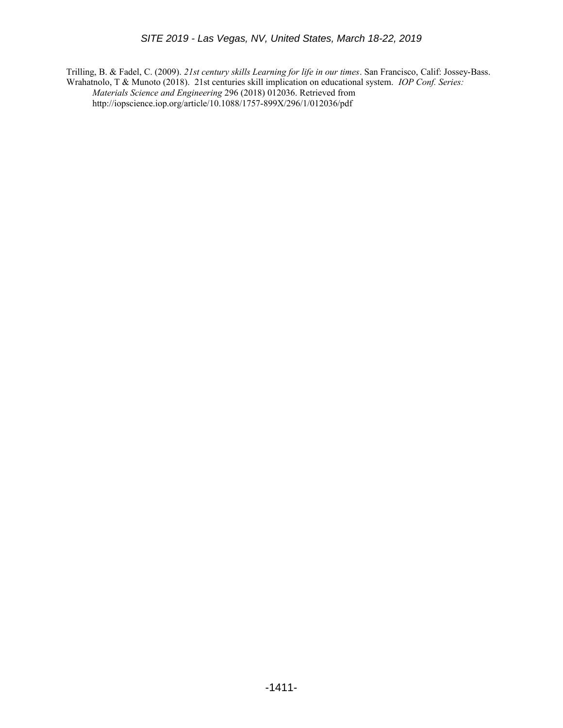Trilling, B. & Fadel, C. (2009). *21st century skills Learning for life in our times*. San Francisco, Calif: Jossey-Bass.

Wrahatnolo, T & Munoto (2018). 21st centuries skill implication on educational system. *IOP Conf. Series: Materials Science and Engineering* 296 (2018) 012036. Retrieved from http://iopscience.iop.org/article/10.1088/1757-899X/296/1/012036/pdf